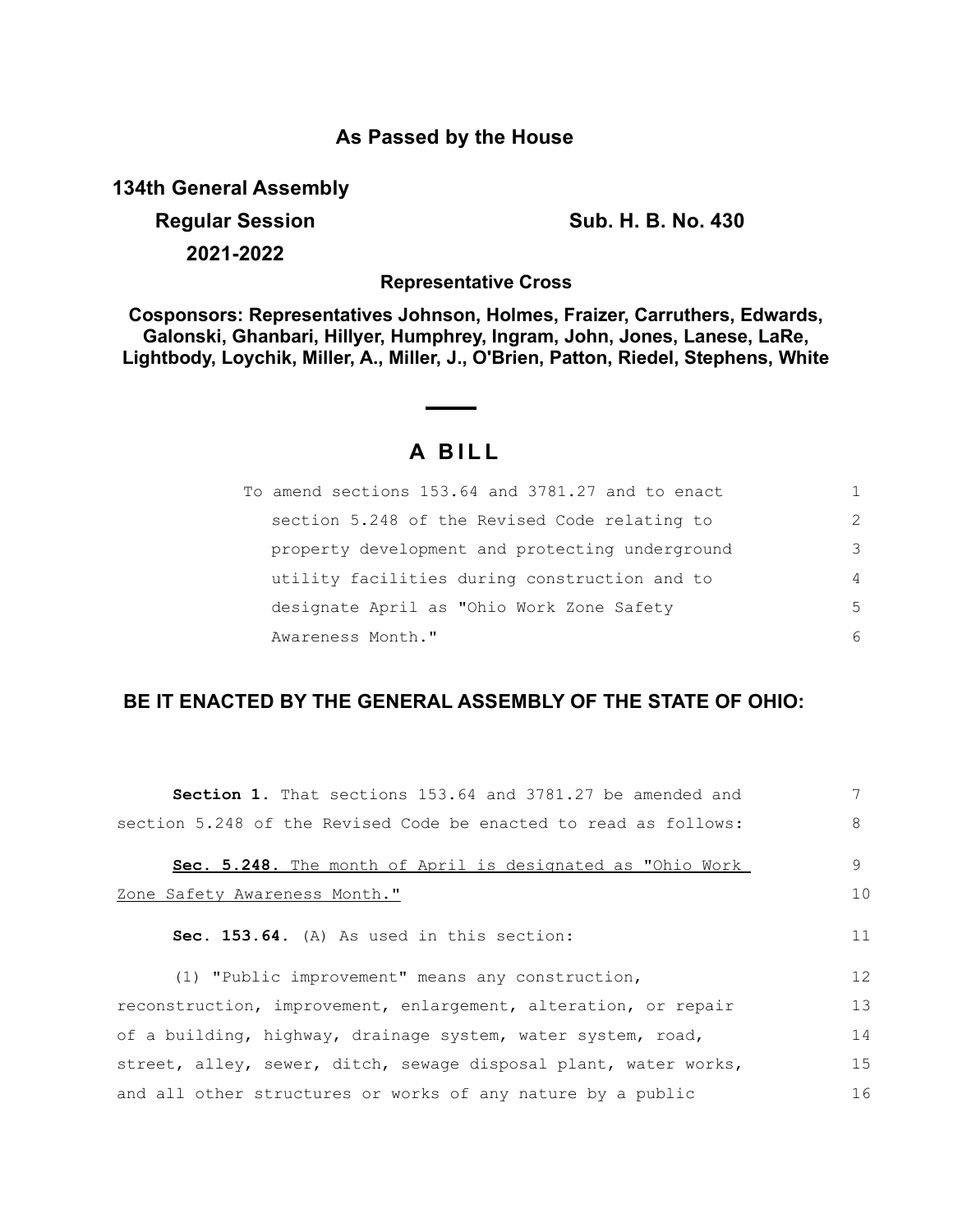## As Passed by the House

**134th General Assembly**

**Regular Session** **Sub. H. B. No. 430**

**2021-2022**

**Representative Cross**

**Cosponsors: Representatives Johnson, Holmes, Fraizer, Carruthers, Edwards, Galonski, Ghanbari, Hillyer, Humphrey, Ingram, John, Jones, Lanese, LaRe, Lightbody, Loychik, Miller, A., Miller, J., O'Brien, Patton, Riedel, Stephens, White**

# A BILL

To amend sections 153.64 and 3781.27 and to enact section 5.248 of the Revised Code relating to property development and protecting underground utility facilities during construction and to designate April as "Ohio Work Zone Safety Awareness Month."

**BE IT ENACTED BY THE GENERAL ASSEMBLY OF THE STATE OF OHIO:**

**Section 1.** That sections 153.64 and 3781.27 be amended and section 5.248 of the Revised Code be enacted to read as follows:

**Sec. 5.248.** The month of April is designated as "Ohio Work Zone Safety Awareness Month."

**Sec. 153.64.** (A) As used in this section:

(1) "Public improvement" means any construction, reconstruction, improvement, enlargement, alteration, or repair of a building, highway, drainage system, water system, road, street, alley, sewer, ditch, sewage disposal plant, water works, and all other structures or works of any nature by a public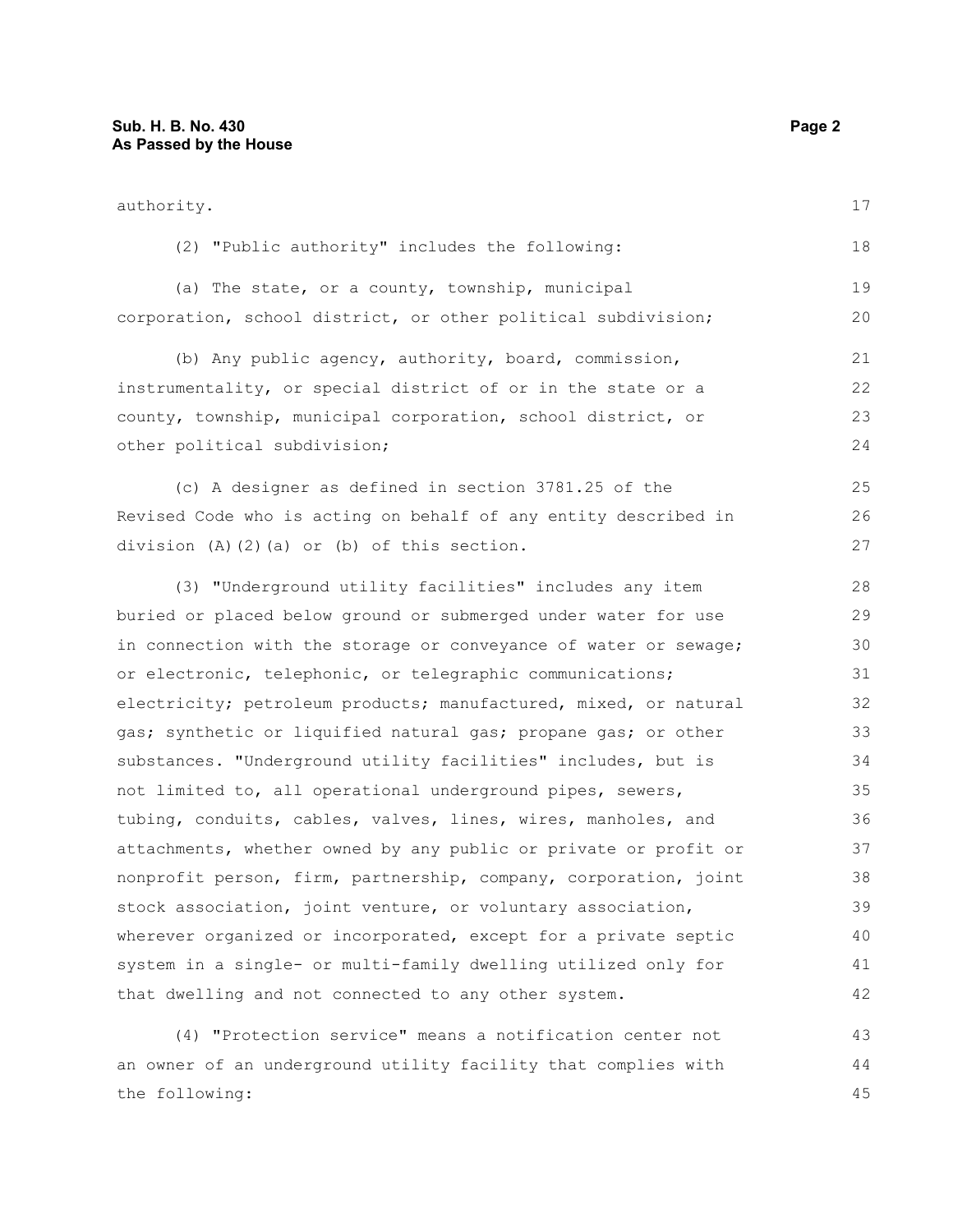authority.

(2) "Public authority" includes the following:

(a) The state, or a county, township, municipal corporation, school district, or other political subdivision;

(b) Any public agency, authority, board, commission, instrumentality, or special district of or in the state or a county, township, municipal corporation, school district, or other political subdivision;

(c) A designer as defined in section 3781.25 of the Revised Code who is acting on behalf of any entity described in division (A)(2)(a) or (b) of this section.

(3) "Underground utility facilities" includes any item buried or placed below ground or submerged under water for use in connection with the storage or conveyance of water or sewage; or electronic, telephonic, or telegraphic communications; electricity; petroleum products; manufactured, mixed, or natural gas; synthetic or liquified natural gas; propane gas; or other substances. "Underground utility facilities" includes, but is not limited to, all operational underground pipes, sewers, tubing, conduits, cables, valves, lines, wires, manholes, and attachments, whether owned by any public or private or profit or nonprofit person, firm, partnership, company, corporation, joint stock association, joint venture, or voluntary association, wherever organized or incorporated, except for a private septic system in a single- or multi-family dwelling utilized only for that dwelling and not connected to any other system.

(4) "Protection service" means a notification center not an owner of an underground utility facility that complies with the following: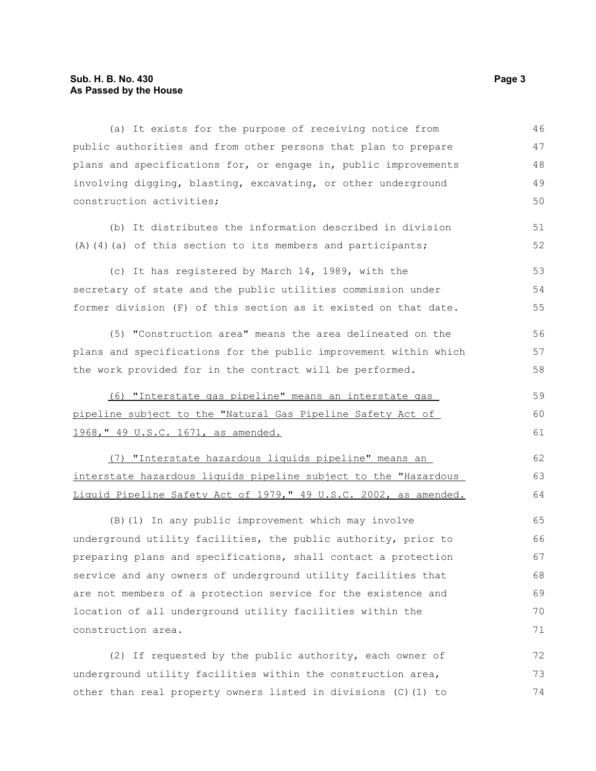(a) It exists for the purpose of receiving notice from public authorities and from other persons that plan to prepare plans and specifications for, or engage in, public improvements involving digging, blasting, excavating, or other underground construction activities;

(b) It distributes the information described in division (A)(4)(a) of this section to its members and participants;

(c) It has registered by March 14, 1989, with the secretary of state and the public utilities commission under former division (F) of this section as it existed on that date.

(5) "Construction area" means the area delineated on the plans and specifications for the public improvement within which the work provided for in the contract will be performed.

<u>(6) "Interstate gas pipeline" means an interstate gas pipeline subject to the "Natural Gas Pipeline Safety Act of 1968," 49 U.S.C. 1671, as amended.</u>

<u>(7) "Interstate hazardous liquids pipeline" means an interstate hazardous liquids pipeline subject to the "Hazardous Liquid Pipeline Safety Act of 1979," 49 U.S.C. 2002, as amended.</u>

(B)(1) In any public improvement which may involve underground utility facilities, the public authority, prior to preparing plans and specifications, shall contact a protection service and any owners of underground utility facilities that are not members of a protection service for the existence and location of all underground utility facilities within the construction area.

(2) If requested by the public authority, each owner of underground utility facilities within the construction area, other than real property owners listed in divisions (C)(1) to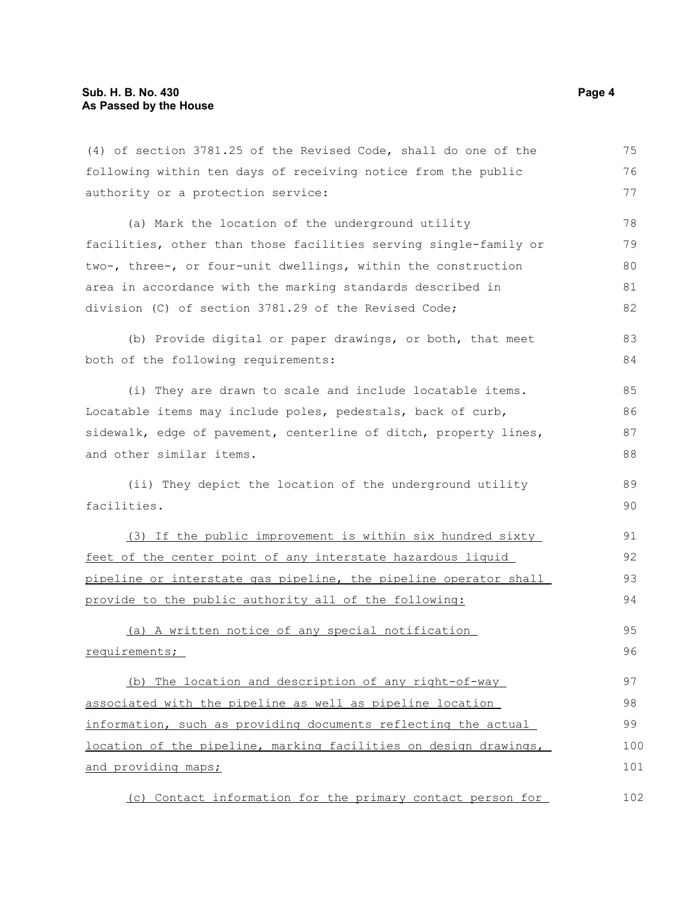(4) of section 3781.25 of the Revised Code, shall do one of the following within ten days of receiving notice from the public authority or a protection service:

(a) Mark the location of the underground utility facilities, other than those facilities serving single-family or two-, three-, or four-unit dwellings, within the construction area in accordance with the marking standards described in division (C) of section 3781.29 of the Revised Code;

(b) Provide digital or paper drawings, or both, that meet both of the following requirements:

(i) They are drawn to scale and include locatable items. Locatable items may include poles, pedestals, back of curb, sidewalk, edge of pavement, centerline of ditch, property lines, and other similar items.

(ii) They depict the location of the underground utility facilities.

<u>(3) If the public improvement is within six hundred sixty feet of the center point of any interstate hazardous liquid pipeline or interstate gas pipeline, the pipeline operator shall provide to the public authority all of the following:</u>

<u>(a) A written notice of any special notification requirements;</u>

<u>(b) The location and description of any right-of-way associated with the pipeline as well as pipeline location information, such as providing documents reflecting the actual location of the pipeline, marking facilities on design drawings, and providing maps;</u>

<u>(c) Contact information for the primary contact person for</u>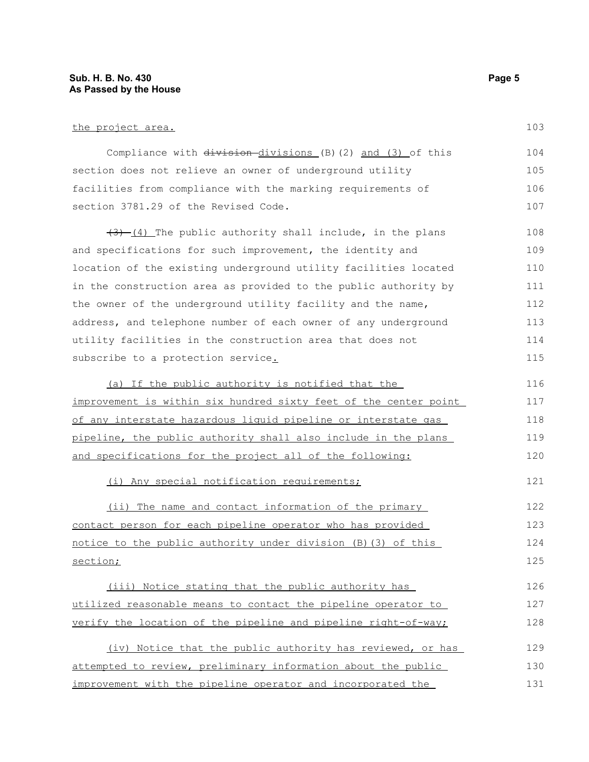the project area.

Compliance with ~~division~~ divisions (B)(2) and (3) of this section does not relieve an owner of underground utility facilities from compliance with the marking requirements of section 3781.29 of the Revised Code.

~~(3)~~ (4) The public authority shall include, in the plans and specifications for such improvement, the identity and location of the existing underground utility facilities located in the construction area as provided to the public authority by the owner of the underground utility facility and the name, address, and telephone number of each owner of any underground utility facilities in the construction area that does not subscribe to a protection service.

(a) If the public authority is notified that the improvement is within six hundred sixty feet of the center point of any interstate hazardous liquid pipeline or interstate gas pipeline, the public authority shall also include in the plans and specifications for the project all of the following:

(i) Any special notification requirements;

(ii) The name and contact information of the primary contact person for each pipeline operator who has provided notice to the public authority under division (B)(3) of this section;

(iii) Notice stating that the public authority has utilized reasonable means to contact the pipeline operator to verify the location of the pipeline and pipeline right-of-way;

(iv) Notice that the public authority has reviewed, or has attempted to review, preliminary information about the public improvement with the pipeline operator and incorporated the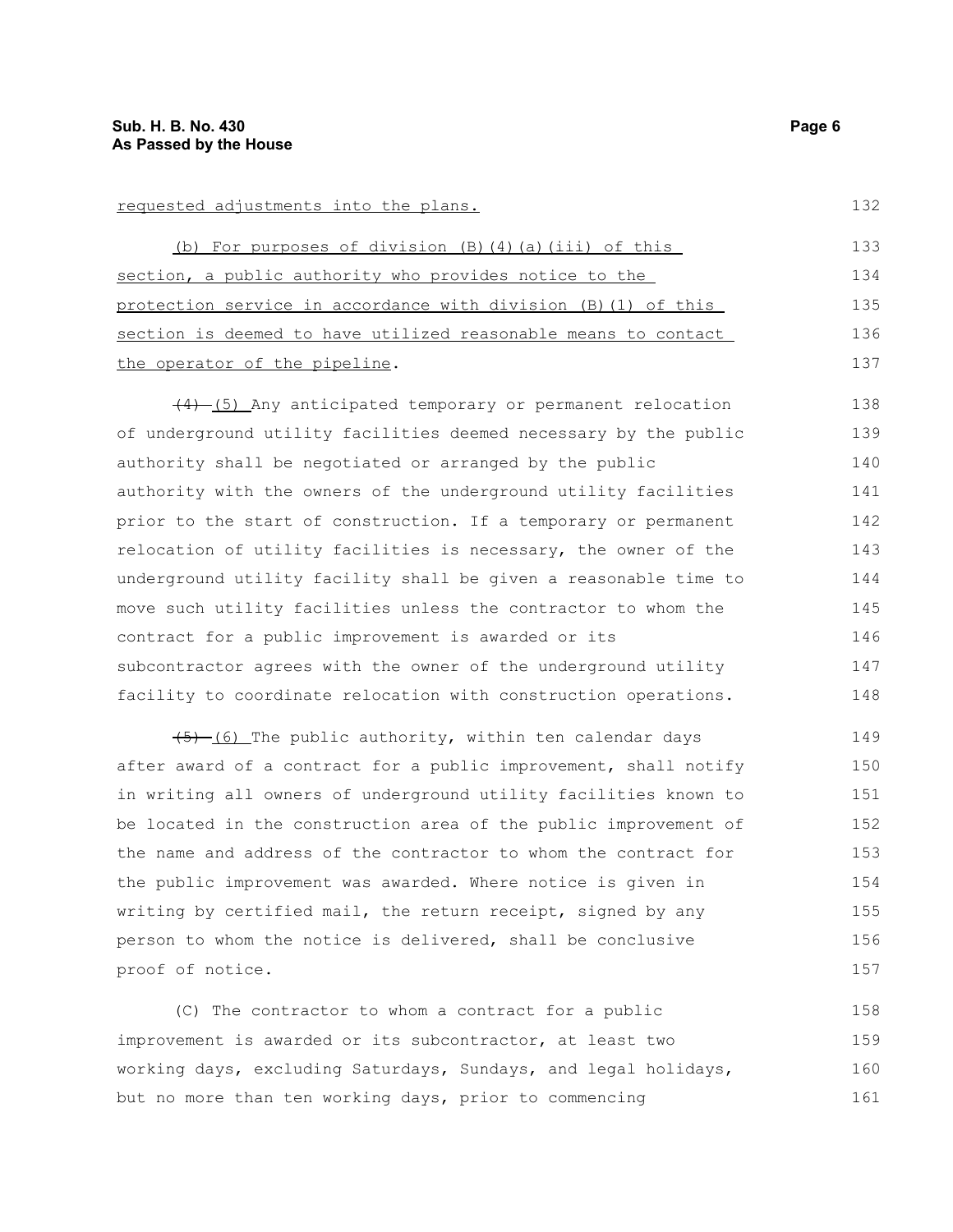requested adjustments into the plans.

(b) For purposes of division (B)(4)(a)(iii) of this section, a public authority who provides notice to the protection service in accordance with division (B)(1) of this section is deemed to have utilized reasonable means to contact the operator of the pipeline.

~~(4)~~ (5) Any anticipated temporary or permanent relocation of underground utility facilities deemed necessary by the public authority shall be negotiated or arranged by the public authority with the owners of the underground utility facilities prior to the start of construction. If a temporary or permanent relocation of utility facilities is necessary, the owner of the underground utility facility shall be given a reasonable time to move such utility facilities unless the contractor to whom the contract for a public improvement is awarded or its subcontractor agrees with the owner of the underground utility facility to coordinate relocation with construction operations.

~~(5)~~ (6) The public authority, within ten calendar days after award of a contract for a public improvement, shall notify in writing all owners of underground utility facilities known to be located in the construction area of the public improvement of the name and address of the contractor to whom the contract for the public improvement was awarded. Where notice is given in writing by certified mail, the return receipt, signed by any person to whom the notice is delivered, shall be conclusive proof of notice.

(C) The contractor to whom a contract for a public improvement is awarded or its subcontractor, at least two working days, excluding Saturdays, Sundays, and legal holidays, but no more than ten working days, prior to commencing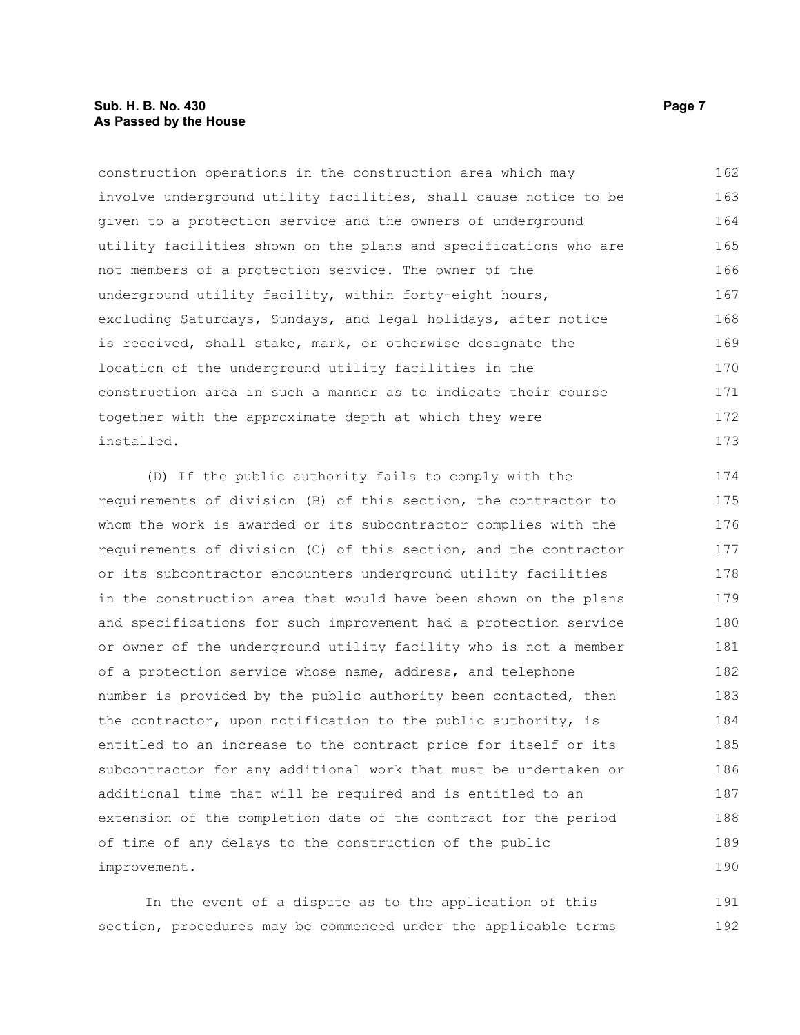construction operations in the construction area which may involve underground utility facilities, shall cause notice to be given to a protection service and the owners of underground utility facilities shown on the plans and specifications who are not members of a protection service. The owner of the underground utility facility, within forty-eight hours, excluding Saturdays, Sundays, and legal holidays, after notice is received, shall stake, mark, or otherwise designate the location of the underground utility facilities in the construction area in such a manner as to indicate their course together with the approximate depth at which they were installed.

(D) If the public authority fails to comply with the requirements of division (B) of this section, the contractor to whom the work is awarded or its subcontractor complies with the requirements of division (C) of this section, and the contractor or its subcontractor encounters underground utility facilities in the construction area that would have been shown on the plans and specifications for such improvement had a protection service or owner of the underground utility facility who is not a member of a protection service whose name, address, and telephone number is provided by the public authority been contacted, then the contractor, upon notification to the public authority, is entitled to an increase to the contract price for itself or its subcontractor for any additional work that must be undertaken or additional time that will be required and is entitled to an extension of the completion date of the contract for the period of time of any delays to the construction of the public improvement.

In the event of a dispute as to the application of this section, procedures may be commenced under the applicable terms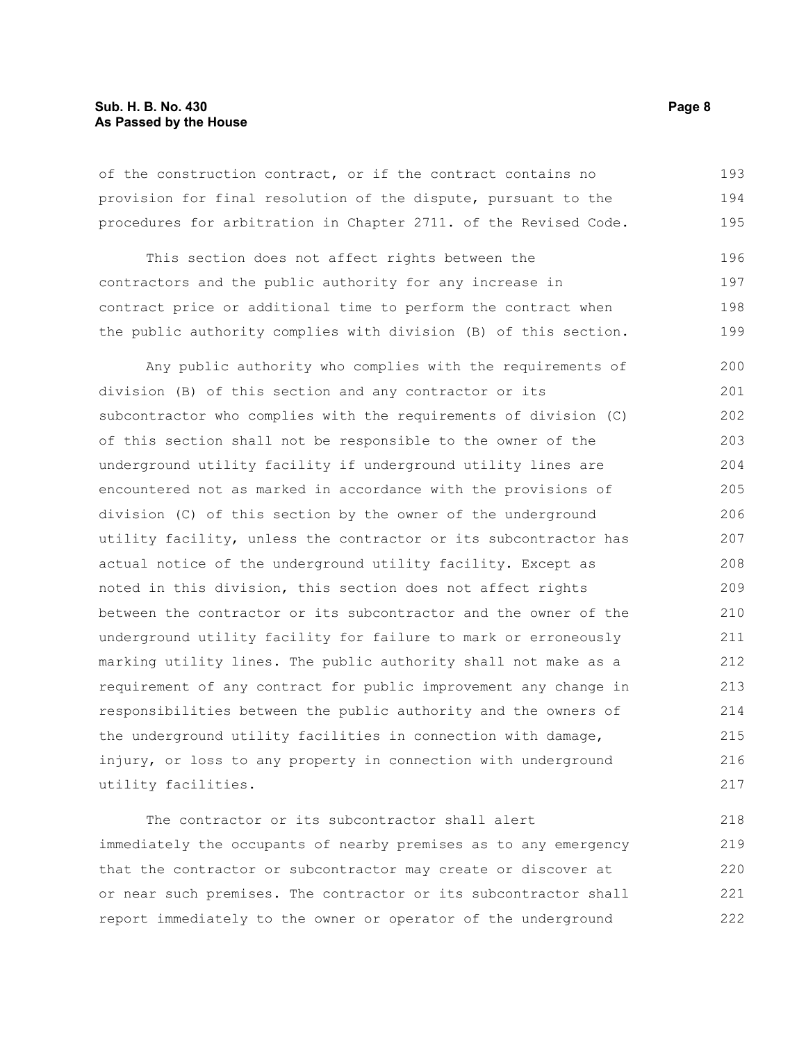of the construction contract, or if the contract contains no provision for final resolution of the dispute, pursuant to the procedures for arbitration in Chapter 2711. of the Revised Code.

This section does not affect rights between the contractors and the public authority for any increase in contract price or additional time to perform the contract when the public authority complies with division (B) of this section.

Any public authority who complies with the requirements of division (B) of this section and any contractor or its subcontractor who complies with the requirements of division (C) of this section shall not be responsible to the owner of the underground utility facility if underground utility lines are encountered not as marked in accordance with the provisions of division (C) of this section by the owner of the underground utility facility, unless the contractor or its subcontractor has actual notice of the underground utility facility. Except as noted in this division, this section does not affect rights between the contractor or its subcontractor and the owner of the underground utility facility for failure to mark or erroneously marking utility lines. The public authority shall not make as a requirement of any contract for public improvement any change in responsibilities between the public authority and the owners of the underground utility facilities in connection with damage, injury, or loss to any property in connection with underground utility facilities.

The contractor or its subcontractor shall alert immediately the occupants of nearby premises as to any emergency that the contractor or subcontractor may create or discover at or near such premises. The contractor or its subcontractor shall report immediately to the owner or operator of the underground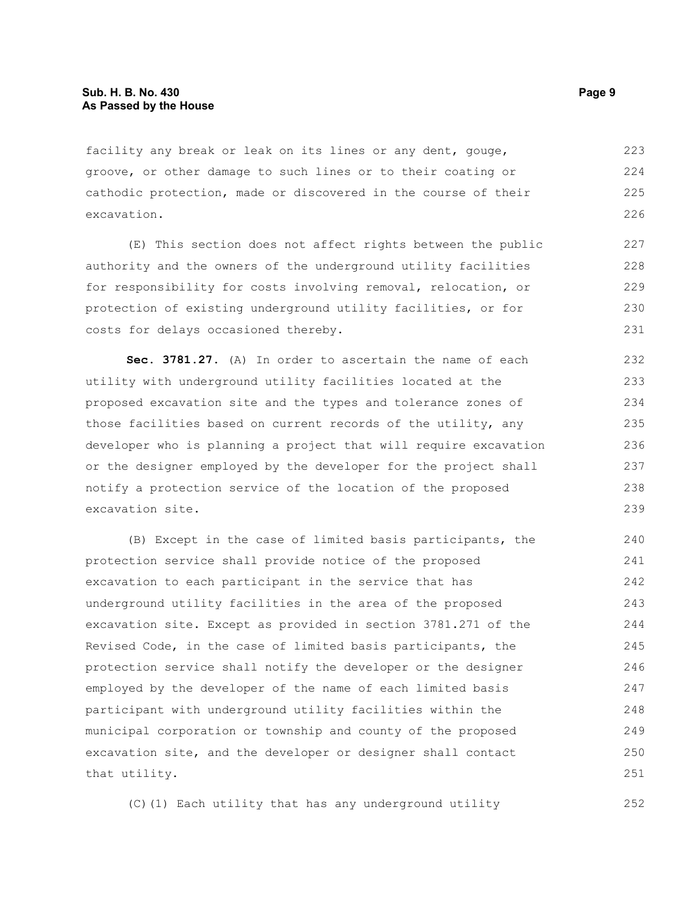facility any break or leak on its lines or any dent, gouge, groove, or other damage to such lines or to their coating or cathodic protection, made or discovered in the course of their excavation.

(E) This section does not affect rights between the public authority and the owners of the underground utility facilities for responsibility for costs involving removal, relocation, or protection of existing underground utility facilities, or for costs for delays occasioned thereby.

**Sec. 3781.27.** (A) In order to ascertain the name of each utility with underground utility facilities located at the proposed excavation site and the types and tolerance zones of those facilities based on current records of the utility, any developer who is planning a project that will require excavation or the designer employed by the developer for the project shall notify a protection service of the location of the proposed excavation site.

(B) Except in the case of limited basis participants, the protection service shall provide notice of the proposed excavation to each participant in the service that has underground utility facilities in the area of the proposed excavation site. Except as provided in section 3781.271 of the Revised Code, in the case of limited basis participants, the protection service shall notify the developer or the designer employed by the developer of the name of each limited basis participant with underground utility facilities within the municipal corporation or township and county of the proposed excavation site, and the developer or designer shall contact that utility.

(C)(1) Each utility that has any underground utility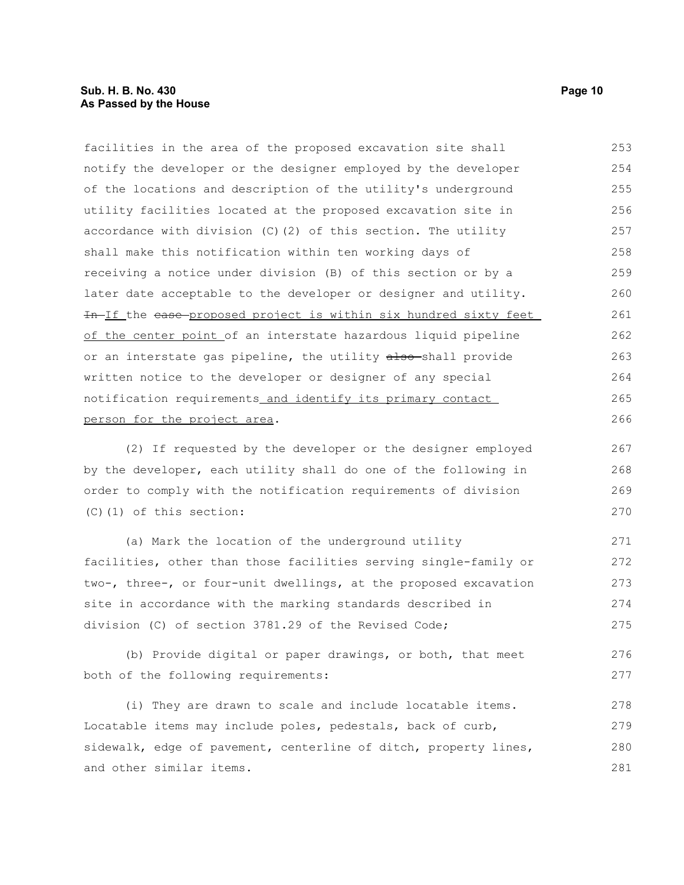facilities in the area of the proposed excavation site shall notify the developer or the designer employed by the developer of the locations and description of the utility's underground utility facilities located at the proposed excavation site in accordance with division (C)(2) of this section. The utility shall make this notification within ten working days of receiving a notice under division (B) of this section or by a later date acceptable to the developer or designer and utility. ~~In~~ If the ~~case~~ proposed project is within six hundred sixty feet of the center point of an interstate hazardous liquid pipeline or an interstate gas pipeline, the utility ~~also~~ shall provide written notice to the developer or designer of any special notification requirements and identify its primary contact person for the project area.

(2) If requested by the developer or the designer employed by the developer, each utility shall do one of the following in order to comply with the notification requirements of division (C)(1) of this section:

(a) Mark the location of the underground utility facilities, other than those facilities serving single-family or two-, three-, or four-unit dwellings, at the proposed excavation site in accordance with the marking standards described in division (C) of section 3781.29 of the Revised Code;

(b) Provide digital or paper drawings, or both, that meet both of the following requirements:

(i) They are drawn to scale and include locatable items. Locatable items may include poles, pedestals, back of curb, sidewalk, edge of pavement, centerline of ditch, property lines, and other similar items.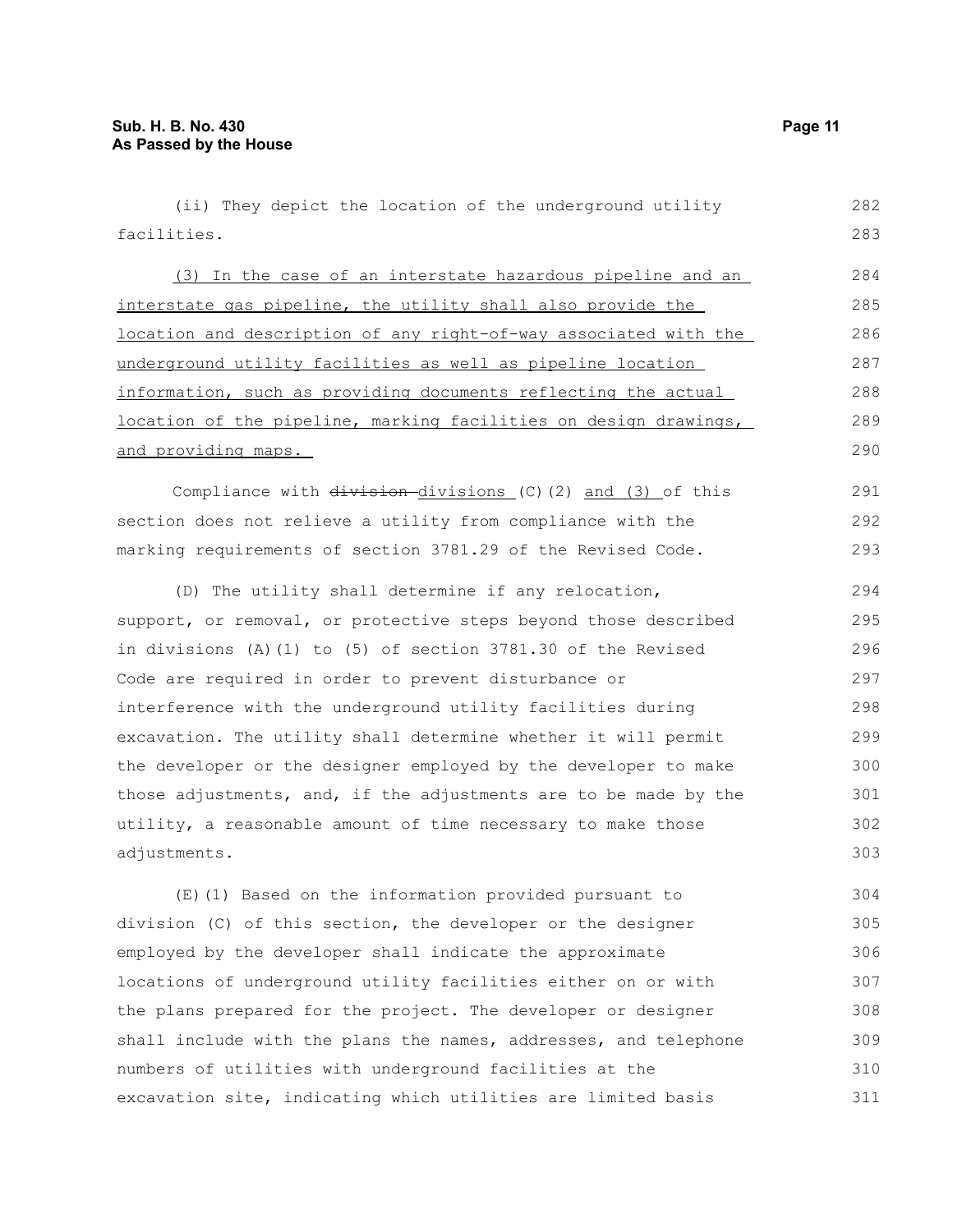(ii) They depict the location of the underground utility facilities.

<u>(3) In the case of an interstate hazardous pipeline and an interstate gas pipeline, the utility shall also provide the location and description of any right-of-way associated with the underground utility facilities as well as pipeline location information, such as providing documents reflecting the actual location of the pipeline, marking facilities on design drawings, and providing maps.</u>

Compliance with ~~division~~ <u>divisions</u> (C)(2) <u>and (3)</u> of this section does not relieve a utility from compliance with the marking requirements of section 3781.29 of the Revised Code.

(D) The utility shall determine if any relocation, support, or removal, or protective steps beyond those described in divisions (A)(1) to (5) of section 3781.30 of the Revised Code are required in order to prevent disturbance or interference with the underground utility facilities during excavation. The utility shall determine whether it will permit the developer or the designer employed by the developer to make those adjustments, and, if the adjustments are to be made by the utility, a reasonable amount of time necessary to make those adjustments.

(E)(1) Based on the information provided pursuant to division (C) of this section, the developer or the designer employed by the developer shall indicate the approximate locations of underground utility facilities either on or with the plans prepared for the project. The developer or designer shall include with the plans the names, addresses, and telephone numbers of utilities with underground facilities at the excavation site, indicating which utilities are limited basis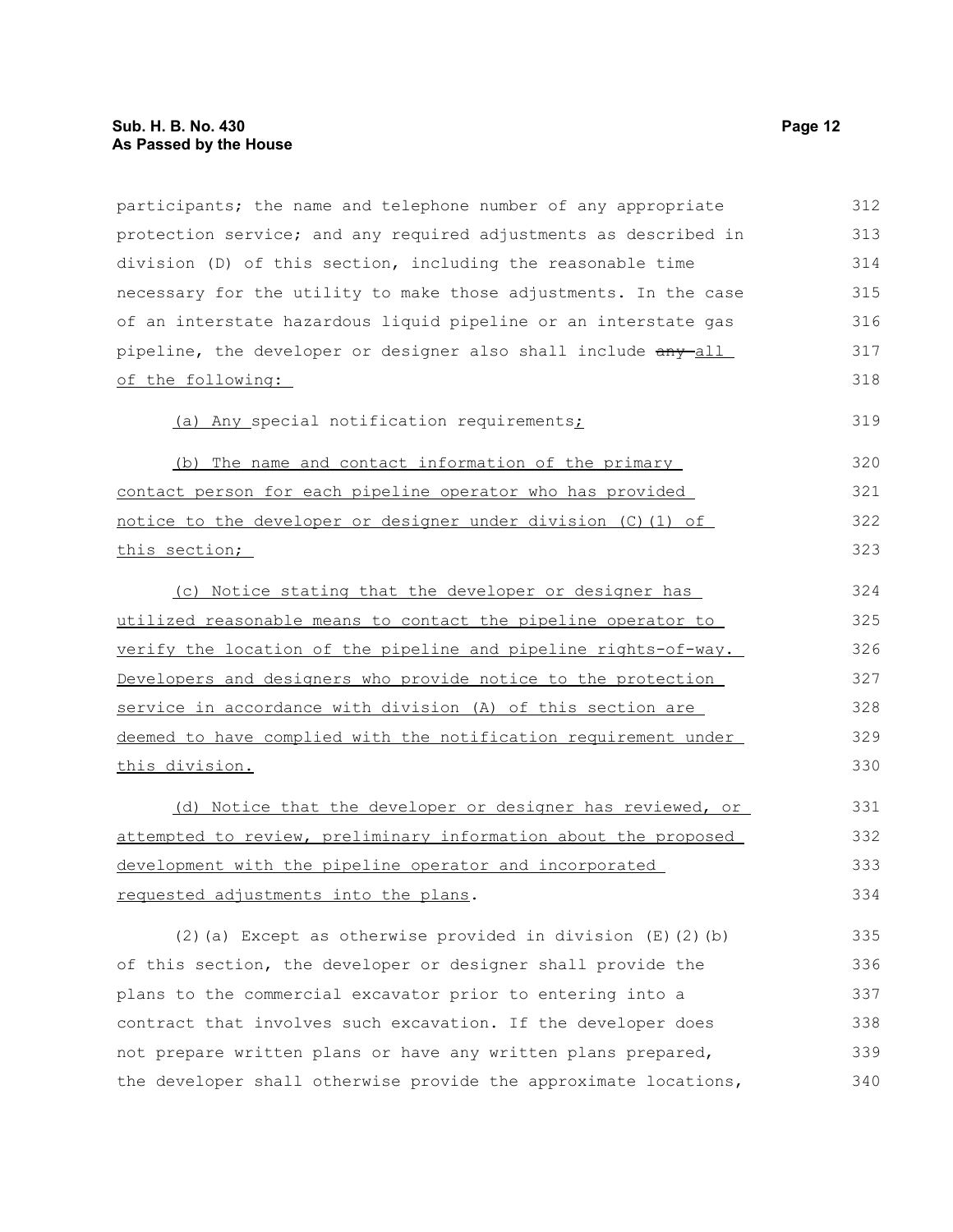participants; the name and telephone number of any appropriate protection service; and any required adjustments as described in division (D) of this section, including the reasonable time necessary for the utility to make those adjustments. In the case of an interstate hazardous liquid pipeline or an interstate gas pipeline, the developer or designer also shall include ~~any~~ all of the following:

(a) Any special notification requirements;

(b) The name and contact information of the primary contact person for each pipeline operator who has provided notice to the developer or designer under division (C)(1) of this section;

(c) Notice stating that the developer or designer has utilized reasonable means to contact the pipeline operator to verify the location of the pipeline and pipeline rights-of-way. Developers and designers who provide notice to the protection service in accordance with division (A) of this section are deemed to have complied with the notification requirement under this division.

(d) Notice that the developer or designer has reviewed, or attempted to review, preliminary information about the proposed development with the pipeline operator and incorporated requested adjustments into the plans.

(2)(a) Except as otherwise provided in division (E)(2)(b) of this section, the developer or designer shall provide the plans to the commercial excavator prior to entering into a contract that involves such excavation. If the developer does not prepare written plans or have any written plans prepared, the developer shall otherwise provide the approximate locations,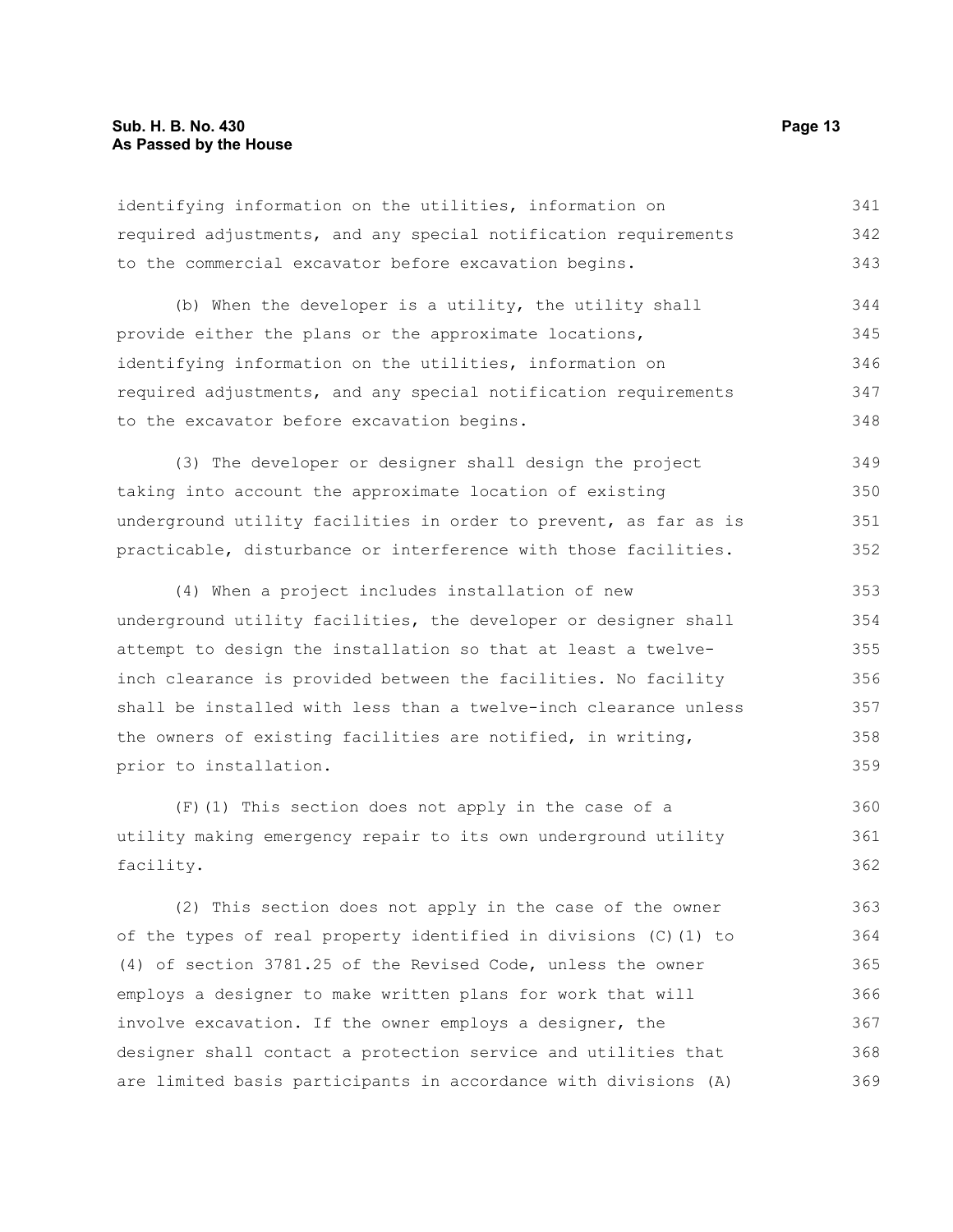identifying information on the utilities, information on required adjustments, and any special notification requirements to the commercial excavator before excavation begins.

(b) When the developer is a utility, the utility shall provide either the plans or the approximate locations, identifying information on the utilities, information on required adjustments, and any special notification requirements to the excavator before excavation begins.

(3) The developer or designer shall design the project taking into account the approximate location of existing underground utility facilities in order to prevent, as far as is practicable, disturbance or interference with those facilities.

(4) When a project includes installation of new underground utility facilities, the developer or designer shall attempt to design the installation so that at least a twelve-inch clearance is provided between the facilities. No facility shall be installed with less than a twelve-inch clearance unless the owners of existing facilities are notified, in writing, prior to installation.

(F)(1) This section does not apply in the case of a utility making emergency repair to its own underground utility facility.

(2) This section does not apply in the case of the owner of the types of real property identified in divisions (C)(1) to (4) of section 3781.25 of the Revised Code, unless the owner employs a designer to make written plans for work that will involve excavation. If the owner employs a designer, the designer shall contact a protection service and utilities that are limited basis participants in accordance with divisions (A)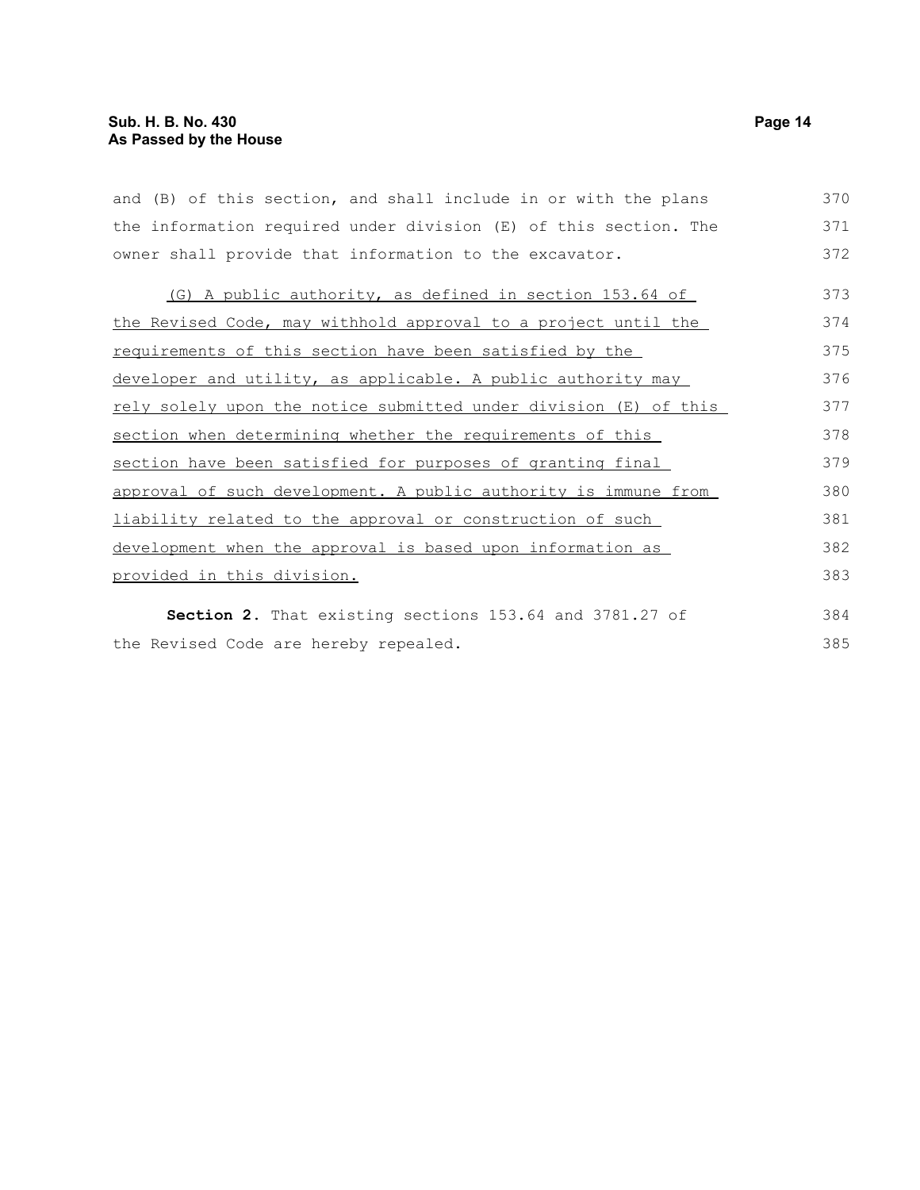and (B) of this section, and shall include in or with the plans the information required under division (E) of this section. The owner shall provide that information to the excavator.

(G) A public authority, as defined in section 153.64 of the Revised Code, may withhold approval to a project until the requirements of this section have been satisfied by the developer and utility, as applicable. A public authority may rely solely upon the notice submitted under division (E) of this section when determining whether the requirements of this section have been satisfied for purposes of granting final approval of such development. A public authority is immune from liability related to the approval or construction of such development when the approval is based upon information as provided in this division.

**Section 2.** That existing sections 153.64 and 3781.27 of the Revised Code are hereby repealed.